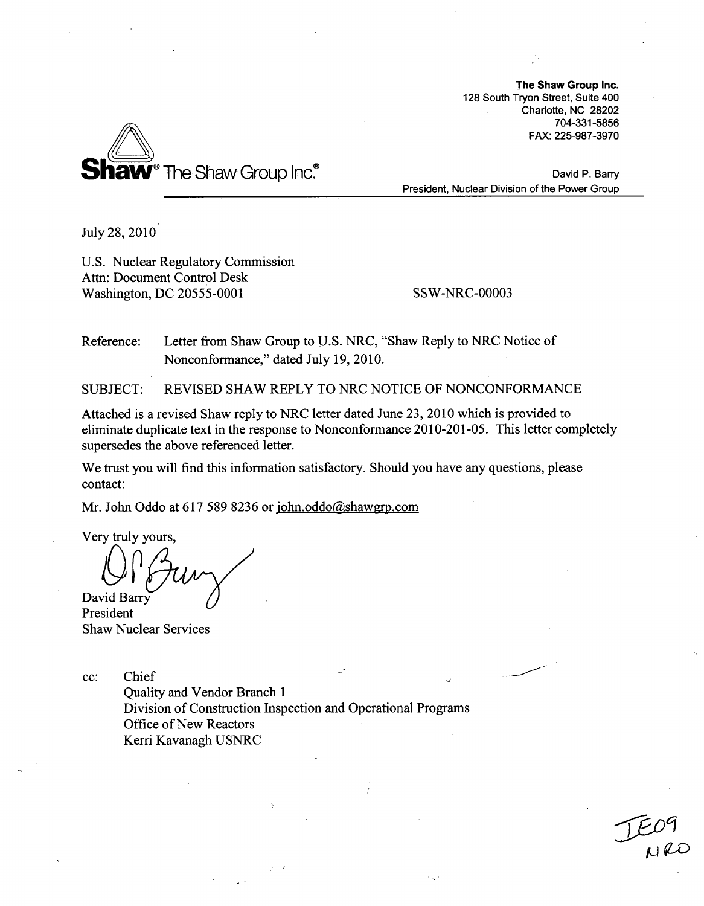**The Shaw Group Inc.**
128 South Tryon Street, Suite 400
Charlotte, NC 28202
704-331-5856
FAX: 225-987-3970

**Shaw**® The Shaw Group Inc.®

David P. Barry
President, Nuclear Division of the Power Group

July 28, 2010

U.S. Nuclear Regulatory Commission
Attn: Document Control Desk
Washington, DC 20555-0001

SSW-NRC-00003

Reference: Letter from Shaw Group to U.S. NRC, "Shaw Reply to NRC Notice of Nonconformance," dated July 19, 2010.

SUBJECT: REVISED SHAW REPLY TO NRC NOTICE OF NONCONFORMANCE

Attached is a revised Shaw reply to NRC letter dated June 23, 2010 which is provided to eliminate duplicate text in the response to Nonconformance 2010-201-05. This letter completely supersedes the above referenced letter.

We trust you will find this information satisfactory. Should you have any questions, please contact:

Mr. John Oddo at 617 589 8236 or john.oddo@shawgrp.com

Very truly yours,

David Barry
President
Shaw Nuclear Services

cc: Chief
Quality and Vendor Branch 1
Division of Construction Inspection and Operational Programs
Office of New Reactors
Kerri Kavanagh USNRC

IE09
NRO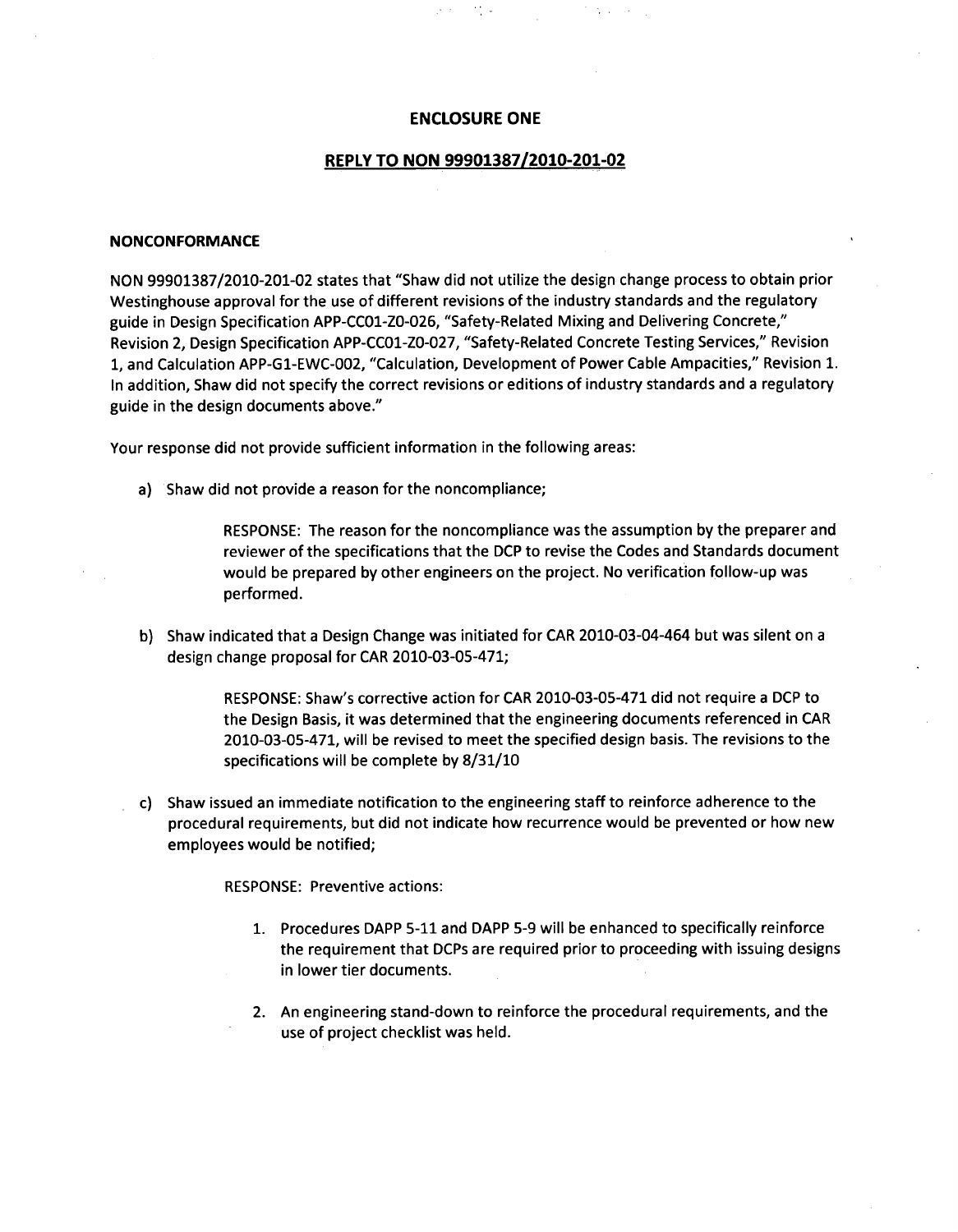# ENCLOSURE ONE

## REPLY TO NON 99901387/2010-201-02

### NONCONFORMANCE

NON 99901387/2010-201-02 states that "Shaw did not utilize the design change process to obtain prior Westinghouse approval for the use of different revisions of the industry standards and the regulatory guide in Design Specification APP-CC01-Z0-026, "Safety-Related Mixing and Delivering Concrete," Revision 2, Design Specification APP-CC01-Z0-027, "Safety-Related Concrete Testing Services," Revision 1, and Calculation APP-G1-EWC-002, "Calculation, Development of Power Cable Ampacities," Revision 1. In addition, Shaw did not specify the correct revisions or editions of industry standards and a regulatory guide in the design documents above."

Your response did not provide sufficient information in the following areas:

a) Shaw did not provide a reason for the noncompliance;

> RESPONSE: The reason for the noncompliance was the assumption by the preparer and reviewer of the specifications that the DCP to revise the Codes and Standards document would be prepared by other engineers on the project. No verification follow-up was performed.

b) Shaw indicated that a Design Change was initiated for CAR 2010-03-04-464 but was silent on a design change proposal for CAR 2010-03-05-471;

> RESPONSE: Shaw's corrective action for CAR 2010-03-05-471 did not require a DCP to the Design Basis, it was determined that the engineering documents referenced in CAR 2010-03-05-471, will be revised to meet the specified design basis. The revisions to the specifications will be complete by 8/31/10

c) Shaw issued an immediate notification to the engineering staff to reinforce adherence to the procedural requirements, but did not indicate how recurrence would be prevented or how new employees would be notified;

> RESPONSE: Preventive actions:
>
> 1. Procedures DAPP 5-11 and DAPP 5-9 will be enhanced to specifically reinforce the requirement that DCPs are required prior to proceeding with issuing designs in lower tier documents.
>
> 2. An engineering stand-down to reinforce the procedural requirements, and the use of project checklist was held.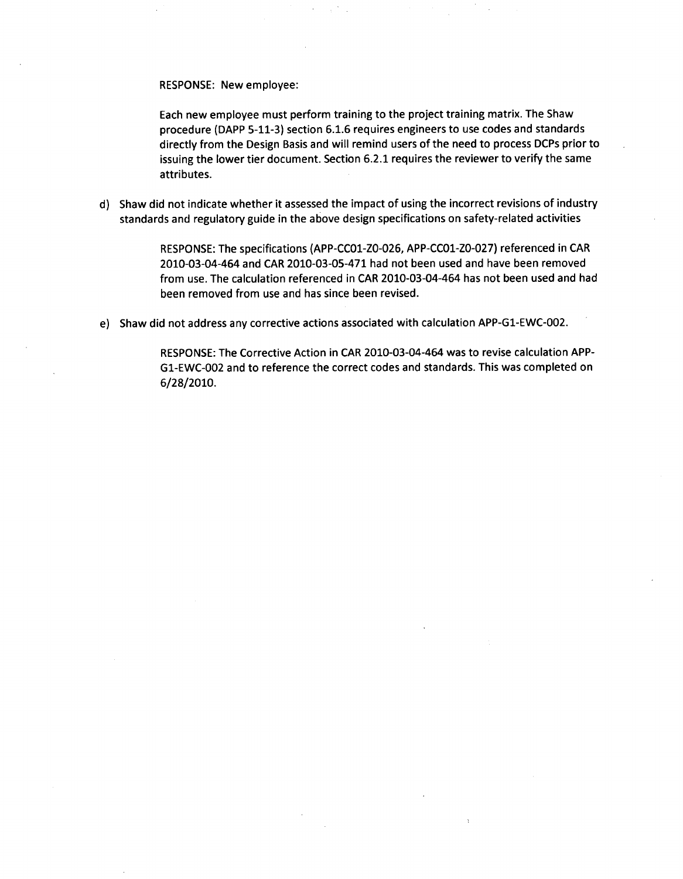RESPONSE: New employee:

Each new employee must perform training to the project training matrix. The Shaw procedure (DAPP 5-11-3) section 6.1.6 requires engineers to use codes and standards directly from the Design Basis and will remind users of the need to process DCPs prior to issuing the lower tier document. Section 6.2.1 requires the reviewer to verify the same attributes.

d) Shaw did not indicate whether it assessed the impact of using the incorrect revisions of industry standards and regulatory guide in the above design specifications on safety-related activities

RESPONSE: The specifications (APP-CC01-Z0-026, APP-CC01-Z0-027) referenced in CAR 2010-03-04-464 and CAR 2010-03-05-471 had not been used and have been removed from use. The calculation referenced in CAR 2010-03-04-464 has not been used and had been removed from use and has since been revised.

e) Shaw did not address any corrective actions associated with calculation APP-G1-EWC-002.

RESPONSE: The Corrective Action in CAR 2010-03-04-464 was to revise calculation APP-G1-EWC-002 and to reference the correct codes and standards. This was completed on 6/28/2010.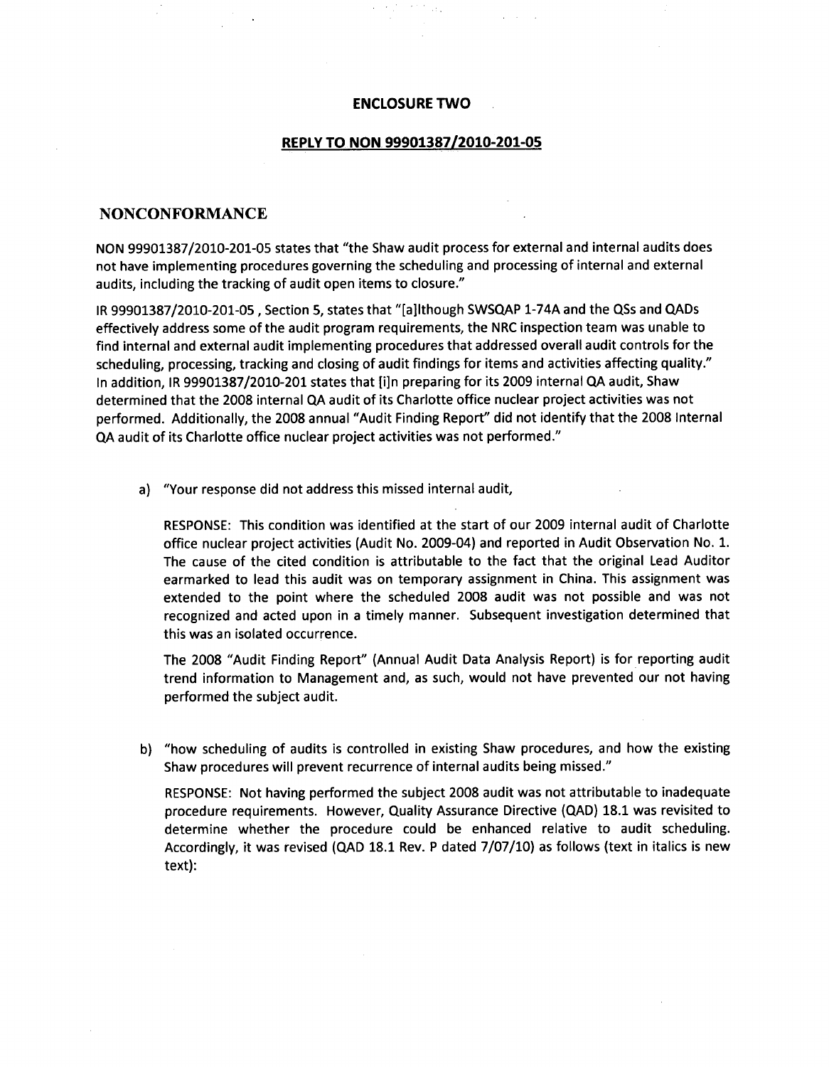**ENCLOSURE TWO**

**REPLY TO NON 99901387/2010-201-05**

## NONCONFORMANCE

NON 99901387/2010-201-05 states that "the Shaw audit process for external and internal audits does not have implementing procedures governing the scheduling and processing of internal and external audits, including the tracking of audit open items to closure."

IR 99901387/2010-201-05 , Section 5, states that "[a]lthough SWSQAP 1-74A and the QSs and QADs effectively address some of the audit program requirements, the NRC inspection team was unable to find internal and external audit implementing procedures that addressed overall audit controls for the scheduling, processing, tracking and closing of audit findings for items and activities affecting quality." In addition, IR 99901387/2010-201 states that [i]n preparing for its 2009 internal QA audit, Shaw determined that the 2008 internal QA audit of its Charlotte office nuclear project activities was not performed. Additionally, the 2008 annual "Audit Finding Report" did not identify that the 2008 Internal QA audit of its Charlotte office nuclear project activities was not performed."

a) "Your response did not address this missed internal audit,

   RESPONSE: This condition was identified at the start of our 2009 internal audit of Charlotte office nuclear project activities (Audit No. 2009-04) and reported in Audit Observation No. 1. The cause of the cited condition is attributable to the fact that the original Lead Auditor earmarked to lead this audit was on temporary assignment in China. This assignment was extended to the point where the scheduled 2008 audit was not possible and was not recognized and acted upon in a timely manner. Subsequent investigation determined that this was an isolated occurrence.

   The 2008 "Audit Finding Report" (Annual Audit Data Analysis Report) is for reporting audit trend information to Management and, as such, would not have prevented our not having performed the subject audit.

b) "how scheduling of audits is controlled in existing Shaw procedures, and how the existing Shaw procedures will prevent recurrence of internal audits being missed."

   RESPONSE: Not having performed the subject 2008 audit was not attributable to inadequate procedure requirements. However, Quality Assurance Directive (QAD) 18.1 was revisited to determine whether the procedure could be enhanced relative to audit scheduling. Accordingly, it was revised (QAD 18.1 Rev. P dated 7/07/10) as follows (text in italics is new text):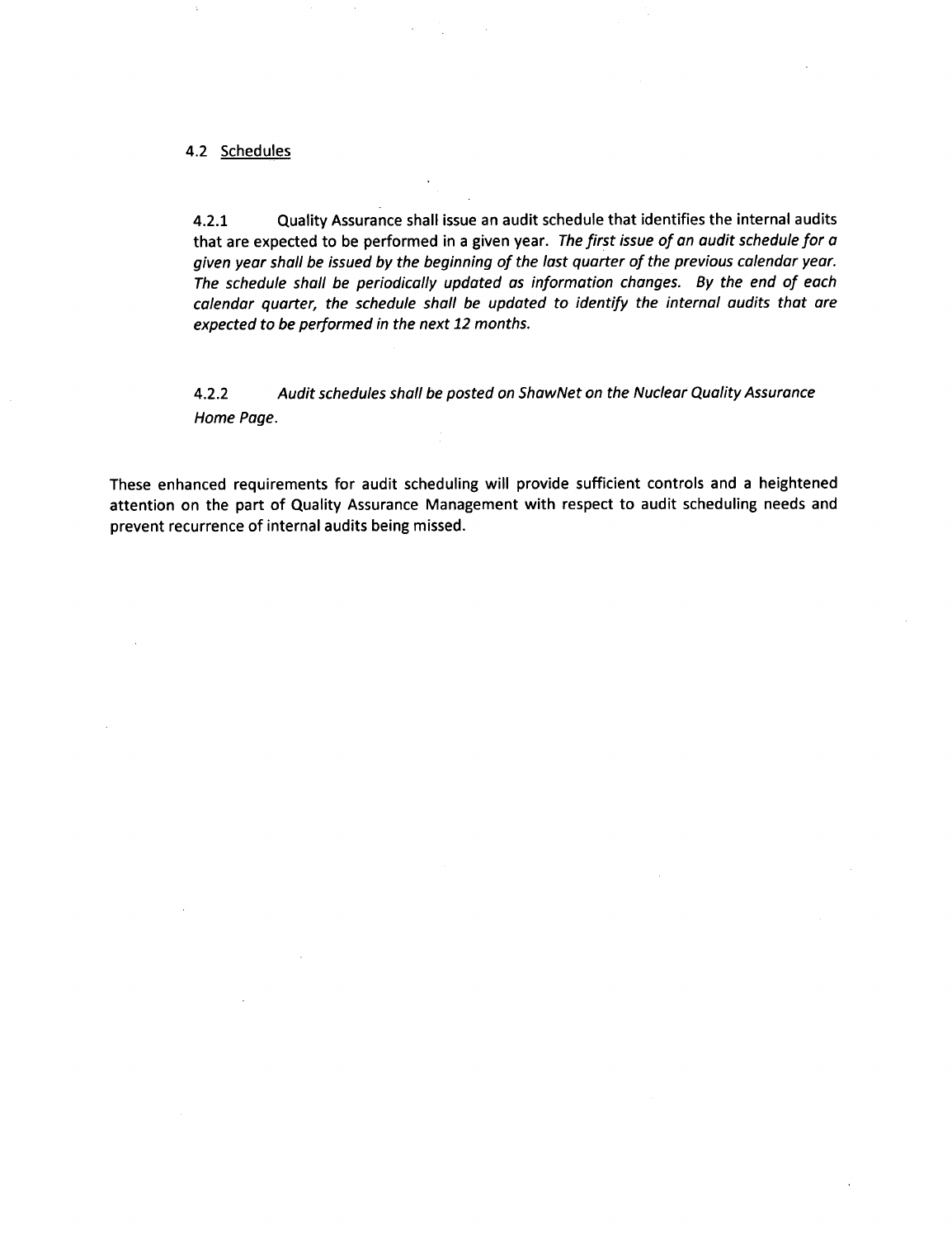4.2 Schedules

4.2.1 Quality Assurance shall issue an audit schedule that identifies the internal audits that are expected to be performed in a given year. *The first issue of an audit schedule for a given year shall be issued by the beginning of the last quarter of the previous calendar year. The schedule shall be periodically updated as information changes. By the end of each calendar quarter, the schedule shall be updated to identify the internal audits that are expected to be performed in the next 12 months.*

4.2.2 *Audit schedules shall be posted on ShawNet on the Nuclear Quality Assurance Home Page.*

These enhanced requirements for audit scheduling will provide sufficient controls and a heightened attention on the part of Quality Assurance Management with respect to audit scheduling needs and prevent recurrence of internal audits being missed.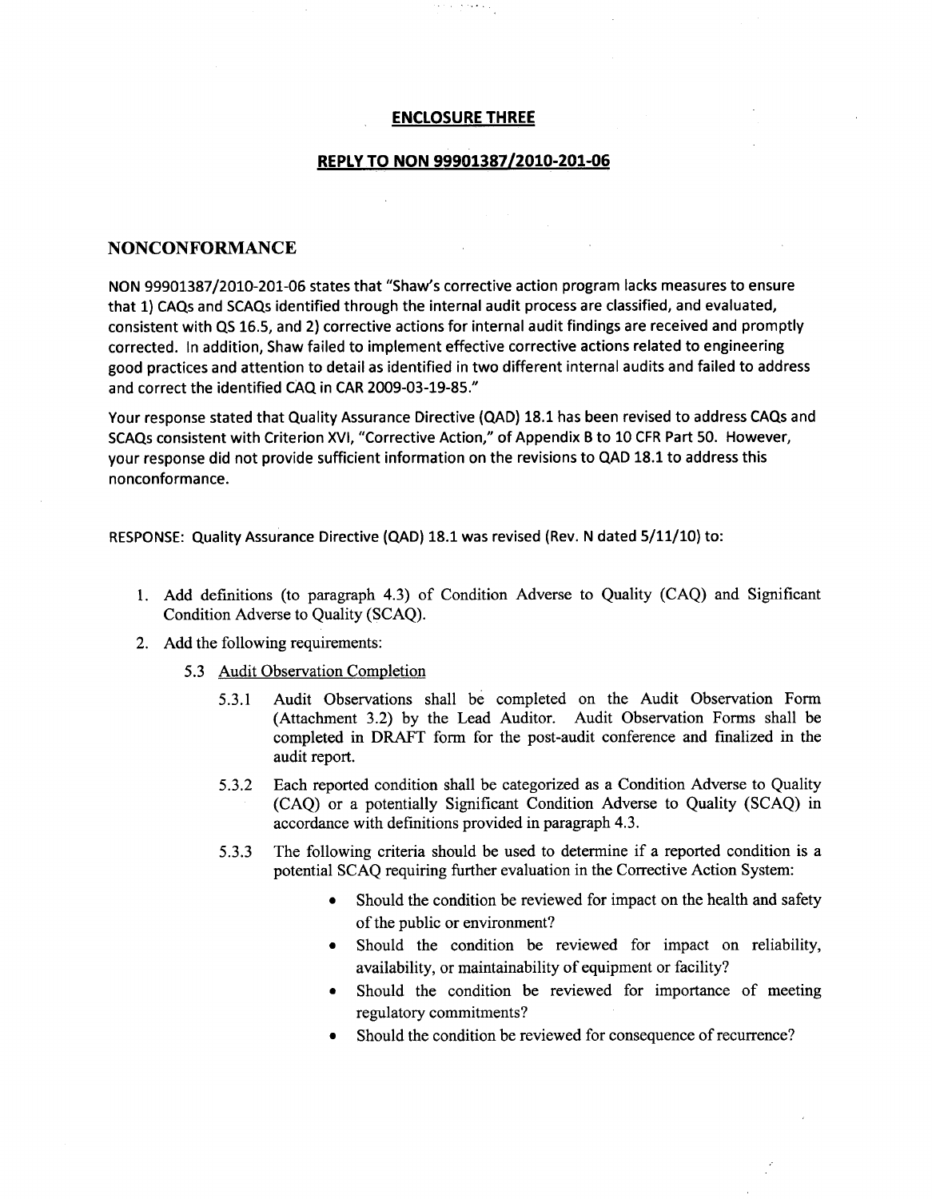## ENCLOSURE THREE

## REPLY TO NON 99901387/2010-201-06

### NONCONFORMANCE

NON 99901387/2010-201-06 states that "Shaw's corrective action program lacks measures to ensure that 1) CAQs and SCAQs identified through the internal audit process are classified, and evaluated, consistent with QS 16.5, and 2) corrective actions for internal audit findings are received and promptly corrected. In addition, Shaw failed to implement effective corrective actions related to engineering good practices and attention to detail as identified in two different internal audits and failed to address and correct the identified CAQ in CAR 2009-03-19-85."

Your response stated that Quality Assurance Directive (QAD) 18.1 has been revised to address CAQs and SCAQs consistent with Criterion XVI, "Corrective Action," of Appendix B to 10 CFR Part 50. However, your response did not provide sufficient information on the revisions to QAD 18.1 to address this nonconformance.

RESPONSE: Quality Assurance Directive (QAD) 18.1 was revised (Rev. N dated 5/11/10) to:

1. Add definitions (to paragraph 4.3) of Condition Adverse to Quality (CAQ) and Significant Condition Adverse to Quality (SCAQ).
2. Add the following requirements:
   - 5.3 Audit Observation Completion
     - 5.3.1 Audit Observations shall be completed on the Audit Observation Form (Attachment 3.2) by the Lead Auditor. Audit Observation Forms shall be completed in DRAFT form for the post-audit conference and finalized in the audit report.
     - 5.3.2 Each reported condition shall be categorized as a Condition Adverse to Quality (CAQ) or a potentially Significant Condition Adverse to Quality (SCAQ) in accordance with definitions provided in paragraph 4.3.
     - 5.3.3 The following criteria should be used to determine if a reported condition is a potential SCAQ requiring further evaluation in the Corrective Action System:
       - Should the condition be reviewed for impact on the health and safety of the public or environment?
       - Should the condition be reviewed for impact on reliability, availability, or maintainability of equipment or facility?
       - Should the condition be reviewed for importance of meeting regulatory commitments?
       - Should the condition be reviewed for consequence of recurrence?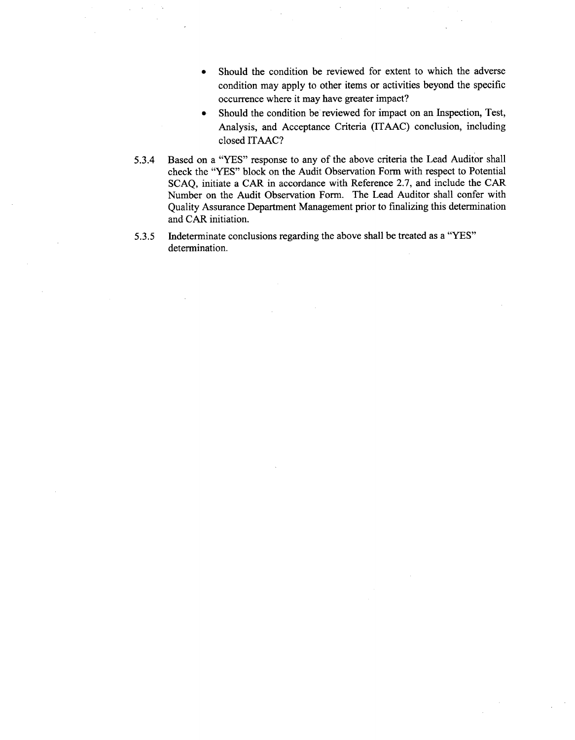- Should the condition be reviewed for extent to which the adverse condition may apply to other items or activities beyond the specific occurrence where it may have greater impact?
- Should the condition be reviewed for impact on an Inspection, Test, Analysis, and Acceptance Criteria (ITAAC) conclusion, including closed ITAAC?

5.3.4 Based on a "YES" response to any of the above criteria the Lead Auditor shall check the "YES" block on the Audit Observation Form with respect to Potential SCAQ, initiate a CAR in accordance with Reference 2.7, and include the CAR Number on the Audit Observation Form. The Lead Auditor shall confer with Quality Assurance Department Management prior to finalizing this determination and CAR initiation.

5.3.5 Indeterminate conclusions regarding the above shall be treated as a "YES" determination.